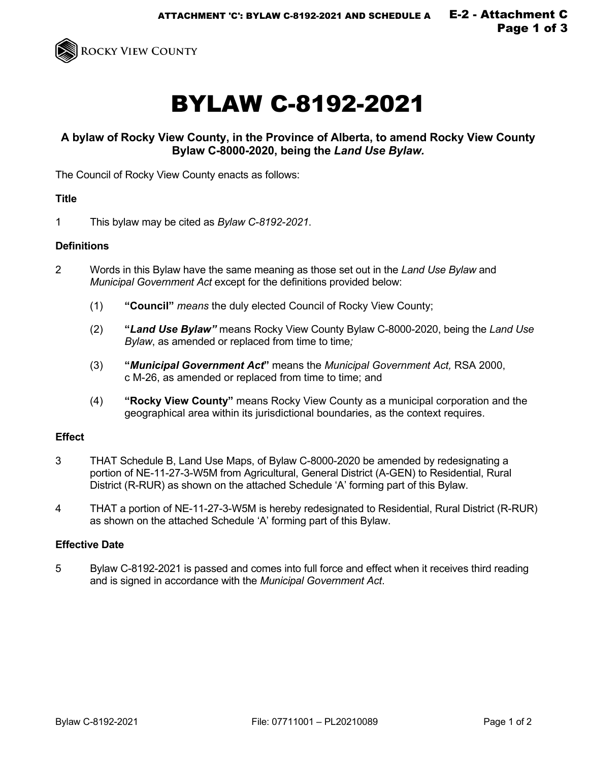# BYLAW C-8192-2021

**A bylaw of Rocky View County, in the Province of Alberta, to amend Rocky View County Bylaw C-8000-2020, being the *Land Use Bylaw*.**

The Council of Rocky View County enacts as follows:

### Title

1 This bylaw may be cited as *Bylaw C-8192-2021*.

### Definitions

2 Words in this Bylaw have the same meaning as those set out in the *Land Use Bylaw* and *Municipal Government Act* except for the definitions provided below:

(1) **"Council"** *means* the duly elected Council of Rocky View County;

(2) **"*Land Use Bylaw*"** means Rocky View County Bylaw C-8000-2020, being the *Land Use Bylaw*, as amended or replaced from time to time*;*

(3) **"*Municipal Government Act*"** means the *Municipal Government Act,* RSA 2000, c M-26, as amended or replaced from time to time; and

(4) **"Rocky View County"** means Rocky View County as a municipal corporation and the geographical area within its jurisdictional boundaries, as the context requires.

### Effect

3 THAT Schedule B, Land Use Maps, of Bylaw C-8000-2020 be amended by redesignating a portion of NE-11-27-3-W5M from Agricultural, General District (A-GEN) to Residential, Rural District (R-RUR) as shown on the attached Schedule 'A' forming part of this Bylaw.

4 THAT a portion of NE-11-27-3-W5M is hereby redesignated to Residential, Rural District (R-RUR) as shown on the attached Schedule 'A' forming part of this Bylaw.

### Effective Date

5 Bylaw C-8192-2021 is passed and comes into full force and effect when it receives third reading and is signed in accordance with the *Municipal Government Act*.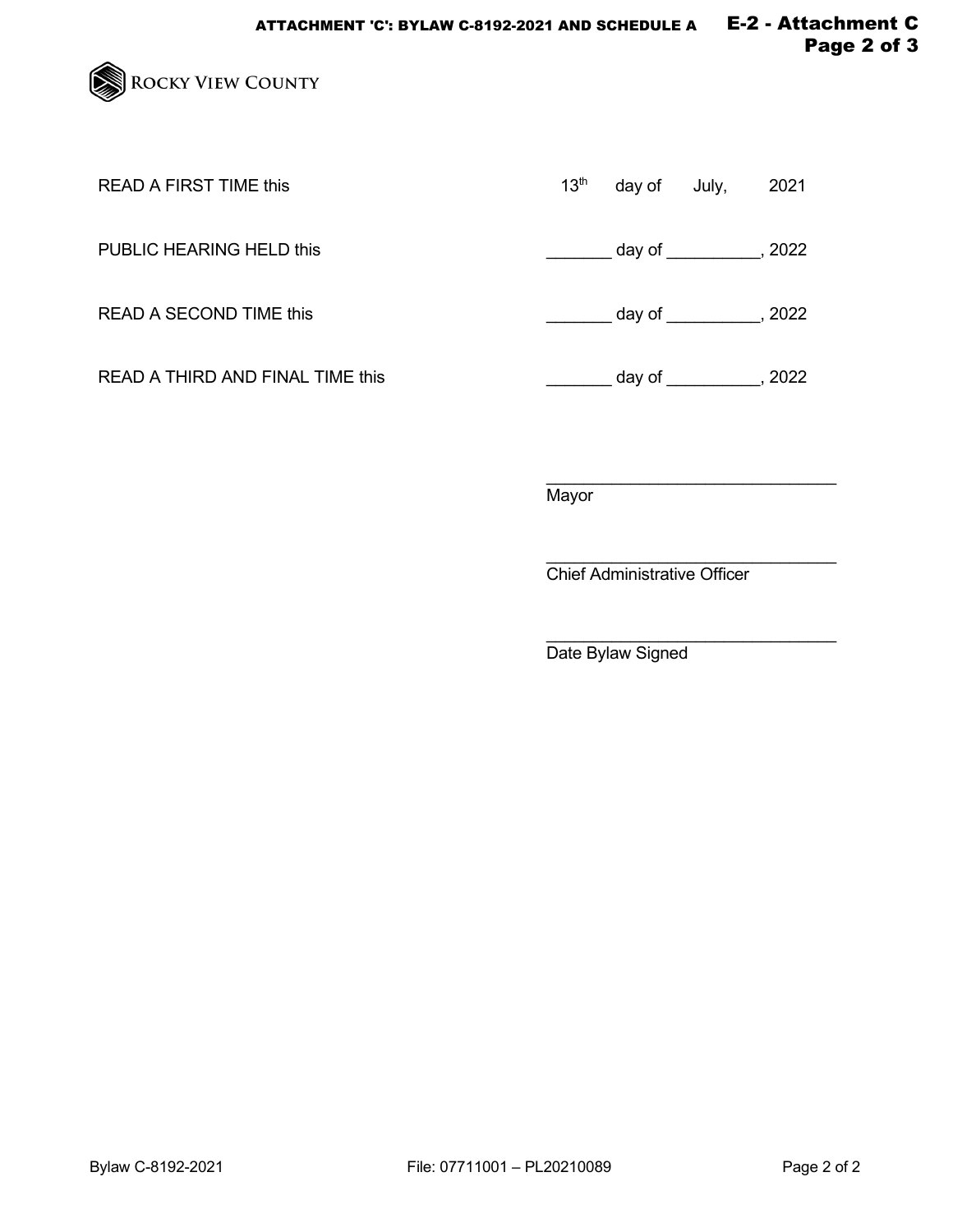READ A FIRST TIME this 13th day of July, 2021

PUBLIC HEARING HELD this _______ day of __________, 2022

READ A SECOND TIME this _______ day of __________, 2022

READ A THIRD AND FINAL TIME this _______ day of __________, 2022

________________________________
Mayor

________________________________
Chief Administrative Officer

________________________________
Date Bylaw Signed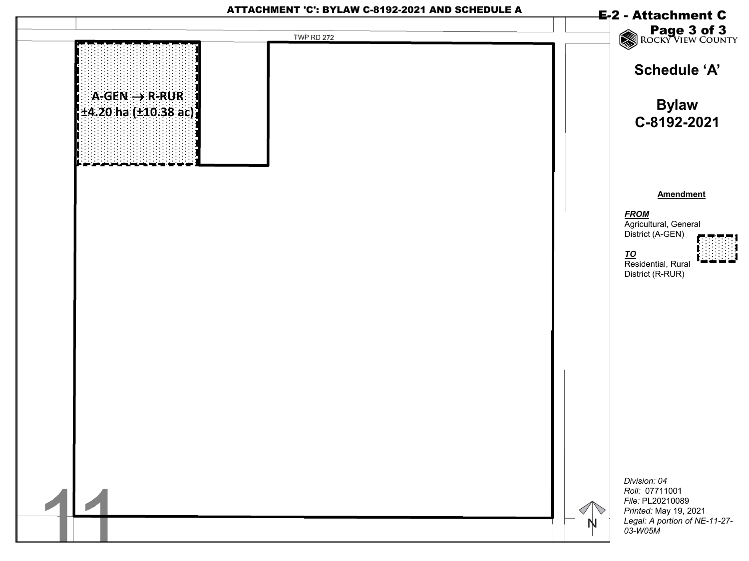ATTACHMENT 'C': BYLAW C-8192-2021 AND SCHEDULE A

E-2 - Attachment C

ROCKY VIEW COUNTY

TWP RD 272

A-GEN → R-RUR
±4.20 ha (±10.38 ac)

11

N

# Schedule 'A'

## Bylaw C-8192-2021

**Amendment**

***FROM***
Agricultural, General District (A-GEN)

***TO***
Residential, Rural District (R-RUR)

*Division:* 04
*Roll:* 07711001
*File:* PL20210089
*Printed:* May 19, 2021
*Legal: A portion of NE-11-27-03-W05M*